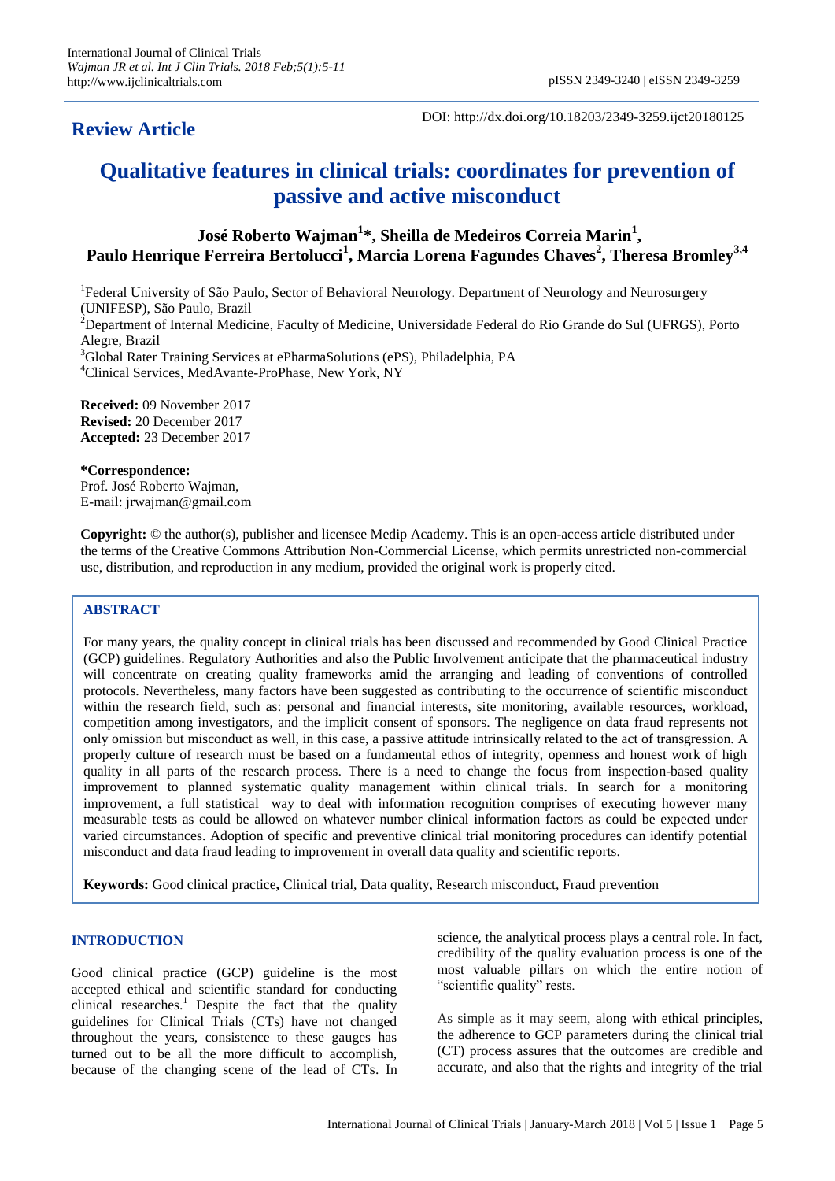**Review Article**

DOI: http://dx.doi.org/10.18203/2349-3259.ijct20180125

# Qualitative features in clinical trials: coordinates for prevention of passive and active misconduct

**José Roberto Wajman[1]\*, Sheilla de Medeiros Correia Marin[1], Paulo Henrique Ferreira Bertolucci[1], Marcia Lorena Fagundes Chaves[2], Theresa Bromley[3,4]**

[1]Federal University of São Paulo, Sector of Behavioral Neurology. Department of Neurology and Neurosurgery (UNIFESP), São Paulo, Brazil

[2]Department of Internal Medicine, Faculty of Medicine, Universidade Federal do Rio Grande de Sul (UFRGS), Porto Alegre, Brazil

[3]Global Rater Training Services at ePharmaSolutions (ePS), Philadelphia, PA

[4]Clinical Services, MedAvante-ProPhase, New York, NY

**Received:** 09 November 2017
**Revised:** 20 December 2017
**Accepted:** 23 December 2017

**\*Correspondence:**
Prof. José Roberto Wajman,
E-mail: jrwajman@gmail.com

**Copyright:** © the author(s), publisher and licensee Medip Academy. This is an open-access article distributed under the terms of the Creative Commons Attribution Non-Commercial License, which permits unrestricted non-commercial use, distribution, and reproduction in any medium, provided the original work is properly cited.

## ABSTRACT

For many years, the quality concept in clinical trials has been discussed and recommended by Good Clinical Practice (GCP) guidelines. Regulatory Authorities and also the Public Involvement anticipate that the pharmaceutical industry will concentrate on creating quality frameworks amid the arranging and leading of conventions of controlled protocols. Nevertheless, many factors have been suggested as contributing to the occurrence of scientific misconduct within the research field, such as: personal and financial interests, site monitoring, available resources, workload, competition among investigators, and the implicit consent of sponsors. The negligence on data fraud represents not only omission but misconduct as well, in this case, a passive attitude intrinsically related to the act of transgression. A properly culture of research must be based on a fundamental ethos of integrity, openness and honest work of high quality in all parts of the research process. There is a need to change the focus from inspection-based quality improvement to planned systematic quality management within clinical trials. In search for a monitoring improvement, a full statistical way to deal with information recognition comprises of executing however many measurable tests as could be allowed on whatever number clinical information factors as could be expected under varied circumstances. Adoption of specific and preventive clinical trial monitoring procedures can identify potential misconduct and data fraud leading to improvement in overall data quality and scientific reports.

**Keywords:** Good clinical practice**,** Clinical trial, Data quality, Research misconduct, Fraud prevention

## INTRODUCTION

Good clinical practice (GCP) guideline is the most accepted ethical and scientific standard for conducting clinical researches.[1] Despite the fact that the quality guidelines for Clinical Trials (CTs) have not changed throughout the years, consistence to these gauges has turned out to be all the more difficult to accomplish, because of the changing scene of the lead of CTs. In science, the analytical process plays a central role. In fact, credibility of the quality evaluation process is one of the most valuable pillars on which the entire notion of "scientific quality" rests.

As simple as it may seem, along with ethical principles, the adherence to GCP parameters during the clinical trial (CT) process assures that the outcomes are credible and accurate, and also that the rights and integrity of the trial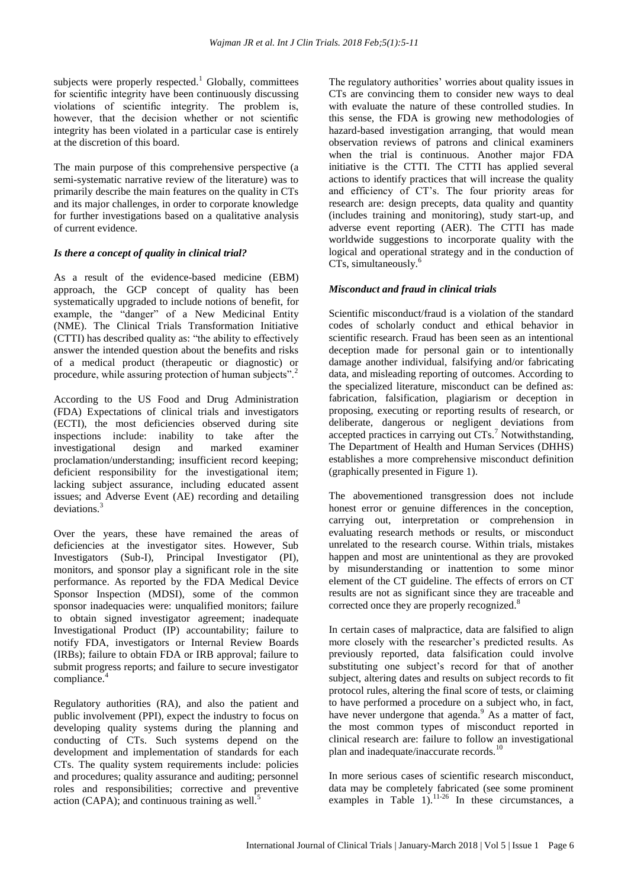subjects were properly respected.[1] Globally, committees for scientific integrity have been continuously discussing violations of scientific integrity. The problem is, however, that the decision whether or not scientific integrity has been violated in a particular case is entirely at the discretion of this board.

The main purpose of this comprehensive perspective (a semi-systematic narrative review of the literature) was to primarily describe the main features on the quality in CTs and its major challenges, in order to corporate knowledge for further investigations based on a qualitative analysis of current evidence.

### *Is there a concept of quality in clinical trial?*

As a result of the evidence-based medicine (EBM) approach, the GCP concept of quality has been systematically upgraded to include notions of benefit, for example, the "danger" of a New Medicinal Entity (NME). The Clinical Trials Transformation Initiative (CTTI) has described quality as: "the ability to effectively answer the intended question about the benefits and risks of a medical product (therapeutic or diagnostic) or procedure, while assuring protection of human subjects".[2]

According to the US Food and Drug Administration (FDA) Expectations of clinical trials and investigators (ECTI), the most deficiencies observed during site inspections include: inability to take after the investigational design and marked examiner proclamation/understanding; insufficient record keeping; deficient responsibility for the investigational item; lacking subject assurance, including educated assent issues; and Adverse Event (AE) recording and detailing deviations.[3]

Over the years, these have remained the areas of deficiencies at the investigator sites. However, Sub Investigators (Sub-I), Principal Investigator (PI), monitors, and sponsor play a significant role in the site performance. As reported by the FDA Medical Device Sponsor Inspection (MDSI), some of the common sponsor inadequacies were: unqualified monitors; failure to obtain signed investigator agreement; inadequate Investigational Product (IP) accountability; failure to notify FDA, investigators or Internal Review Boards (IRBs); failure to obtain FDA or IRB approval; failure to submit progress reports; and failure to secure investigator compliance.[4]

Regulatory authorities (RA), and also the patient and public involvement (PPI), expect the industry to focus on developing quality systems during the planning and conducting of CTs. Such systems depend on the development and implementation of standards for each CTs. The quality system requirements include: policies and procedures; quality assurance and auditing; personnel roles and responsibilities; corrective and preventive action (CAPA); and continuous training as well.[5]

The regulatory authorities' worries about quality issues in CTs are convincing them to consider new ways to deal with evaluate the nature of these controlled studies. In this sense, the FDA is growing new methodologies of hazard-based investigation arranging, that would mean observation reviews of patrons and clinical examiners when the trial is continuous. Another major FDA initiative is the CTTI. The CTTI has applied several actions to identify practices that will increase the quality and efficiency of CT's. The four priority areas for research are: design precepts, data quality and quantity (includes training and monitoring), study start-up, and adverse event reporting (AER). The CTTI has made worldwide suggestions to incorporate quality with the logical and operational strategy and in the conduction of CTs, simultaneously.[6]

### *Misconduct and fraud in clinical trials*

Scientific misconduct/fraud is a violation of the standard codes of scholarly conduct and ethical behavior in scientific research. Fraud has been seen as an intentional deception made for personal gain or to intentionally damage another individual, falsifying and/or fabricating data, and misleading reporting of outcomes. According to the specialized literature, misconduct can be defined as: fabrication, falsification, plagiarism or deception in proposing, executing or reporting results of research, or deliberate, dangerous or negligent deviations from accepted practices in carrying out CTs.[7] Notwithstanding, The Department of Health and Human Services (DHHS) establishes a more comprehensive misconduct definition (graphically presented in Figure 1).

The abovementioned transgression does not include honest error or genuine differences in the conception, carrying out, interpretation or comprehension in evaluating research methods or results, or misconduct unrelated to the research course. Within trials, mistakes happen and most are unintentional as they are provoked by misunderstanding or inattention to some minor element of the CT guideline. The effects of errors on CT results are not as significant since they are traceable and corrected once they are properly recognized.[8]

In certain cases of malpractice, data are falsified to align more closely with the researcher's predicted results. As previously reported, data falsification could involve substituting one subject's record for that of another subject, altering dates and results on subject records to fit protocol rules, altering the final score of tests, or claiming to have performed a procedure on a subject who, in fact, have never undergone that agenda.[9] As a matter of fact, the most common types of misconduct reported in clinical research are: failure to follow an investigational plan and inadequate/inaccurate records.[10]

In more serious cases of scientific research misconduct, data may be completely fabricated (see some prominent examples in Table 1).[11-26] In these circumstances, a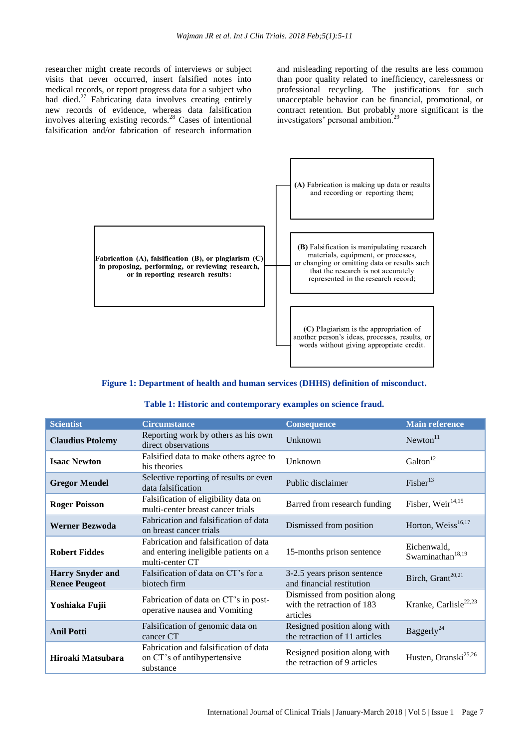researcher might create records of interviews or subject visits that never occurred, insert falsified notes into medical records, or report progress data for a subject who had died.[27] Fabricating data involves creating entirely new records of evidence, whereas data falsification involves altering existing records.[28] Cases of intentional falsification and/or fabrication of research information and misleading reporting of the results are less common than poor quality related to inefficiency, carelessness or professional recycling. The justifications for such unacceptable behavior can be financial, promotional, or contract retention. But probably more significant is the investigators' personal ambition.[29]

**Fabrication (A), falsification (B), or plagiarism (C) in proposing, performing, or reviewing research, or in reporting research results:**

- **(A)** Fabrication is making up data or results and recording or reporting them;
- **(B)** Falsification is manipulating research materials, equipment, or processes, or changing or omitting data or results such that the research is not accurately represented in the research record;
- **(C)** Plagiarism is the appropriation of another person's ideas, processes, results, or words without giving appropriate credit.

**Figure 1: Department of health and human services (DHHS) definition of misconduct.**

**Table 1: Historic and contemporary examples on science fraud.**

| Scientist | Circumstance | Consequence | Main reference |
|---|---|---|---|
| **Claudius Ptolemy** | Reporting work by others as his own direct observations | Unknown | Newton[11] |
| **Isaac Newton** | Falsified data to make others agree to his theories | Unknown | Galton[12] |
| **Gregor Mendel** | Selective reporting of results or even data falsification | Public disclaimer | Fisher[13] |
| **Roger Poisson** | Falsification of eligibility data on multi-center breast cancer trials | Barred from research funding | Fisher, Weir[14,15] |
| **Werner Bezwoda** | Fabrication and falsification of data on breast cancer trials | Dismissed from position | Horton, Weiss[16,17] |
| **Robert Fiddes** | Fabrication and falsification of data and entering ineligible patients on a multi-center CT | 15-months prison sentence | Eichenwald, Swaminathan[18,19] |
| **Harry Snyder and Renee Peugeot** | Falsification of data on CT's for a biotech firm | 3-2.5 years prison sentence and financial restitution | Birch, Grant[20,21] |
| **Yoshiaka Fujii** | Fabrication of data on CT's in post-operative nausea and Vomiting | Dismissed from position along with the retraction of 183 articles | Kranke, Carlisle[22,23] |
| **Anil Potti** | Falsification of genomic data on cancer CT | Resigned position along with the retraction of 11 articles | Baggerly[24] |
| **Hiroaki Matsubara** | Fabrication and falsification of data on CT's of antihypertensive substance | Resigned position along with the retraction of 9 articles | Husten, Oranski[25,26] |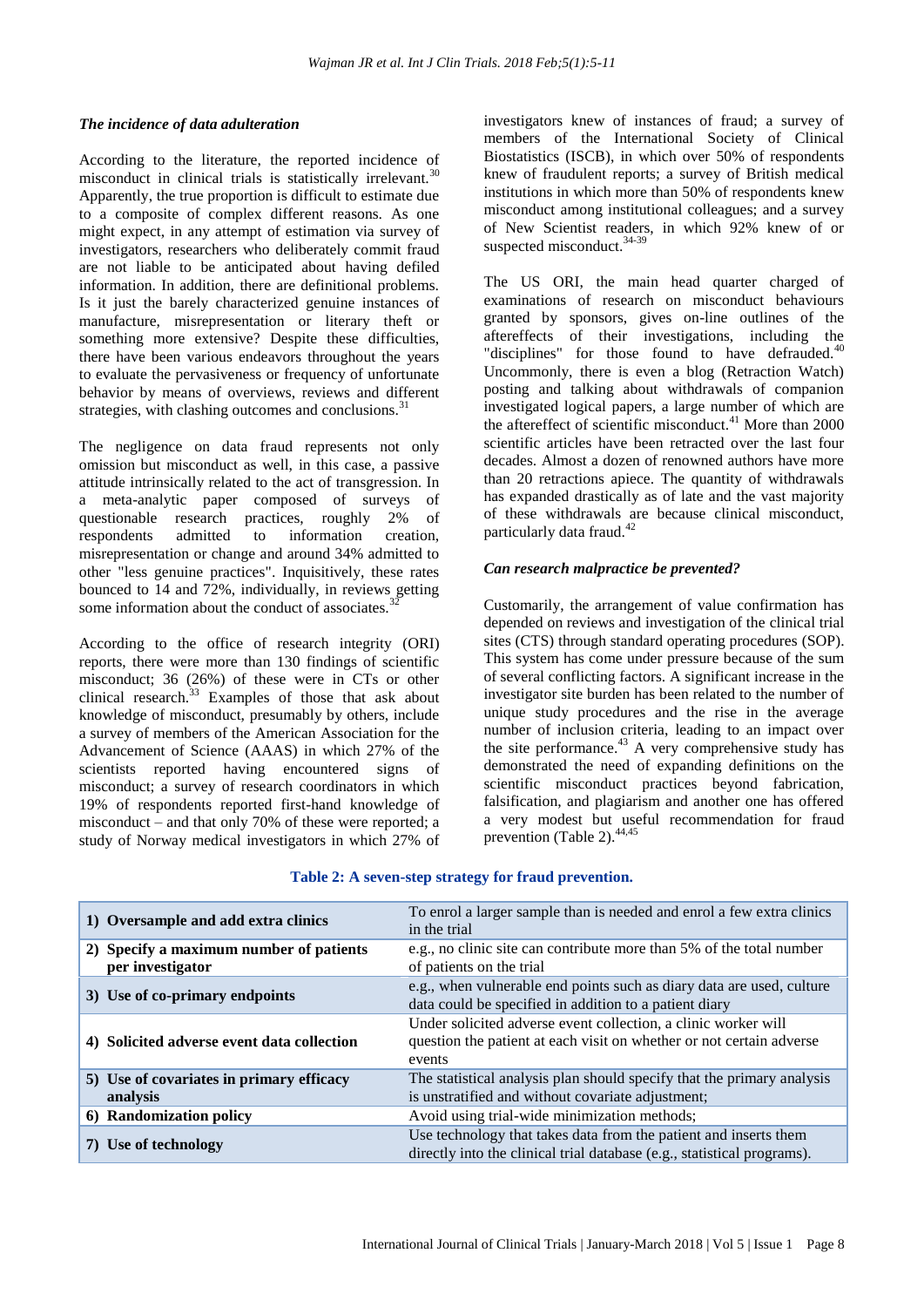### *The incidence of data adulteration*

According to the literature, the reported incidence of misconduct in clinical trials is statistically irrelevant.[30] Apparently, the true proportion is difficult to estimate due to a composite of complex different reasons. As one might expect, in any attempt of estimation via survey of investigators, researchers who deliberately commit fraud are not liable to be anticipated about having defiled information. In addition, there are definitional problems. Is it just the barely characterized genuine instances of manufacture, misrepresentation or literary theft or something more extensive? Despite these difficulties, there have been various endeavors throughout the years to evaluate the pervasiveness or frequency of unfortunate behavior by means of overviews, reviews and different strategies, with clashing outcomes and conclusions.[31]

The negligence on data fraud represents not only omission but misconduct as well, in this case, a passive attitude intrinsically related to the act of transgression. In a meta-analytic paper composed of surveys of questionable research practices, roughly 2% of respondents admitted to information creation, misrepresentation or change and around 34% admitted to other "less genuine practices". Inquisitively, these rates bounced to 14 and 72%, individually, in reviews getting some information about the conduct of associates.[32]

According to the office of research integrity (ORI) reports, there were more than 130 findings of scientific misconduct; 36 (26%) of these were in CTs or other clinical research.[33] Examples of those that ask about knowledge of misconduct, presumably by others, include a survey of members of the American Association for the Advancement of Science (AAAS) in which 27% of the scientists reported having encountered signs of misconduct; a survey of research coordinators in which 19% of respondents reported first-hand knowledge of misconduct – and that only 70% of these were reported; a study of Norway medical investigators in which 27% of investigators knew of instances of fraud; a survey of members of the International Society of Clinical Biostatistics (ISCB), in which over 50% of respondents knew of fraudulent reports; a survey of British medical institutions in which more than 50% of respondents knew misconduct among institutional colleagues; and a survey of New Scientist readers, in which 92% knew of or suspected misconduct.[34-39]

The US ORI, the main head quarter charged of examinations of research on misconduct behaviours granted by sponsors, gives on-line outlines of the aftereffects of their investigations, including the "disciplines" for those found to have defrauded.[40] Uncommonly, there is even a blog (Retraction Watch) posting and talking about withdrawals of companion investigated logical papers, a large number of which are the aftereffect of scientific misconduct.[41] More than 2000 scientific articles have been retracted over the last four decades. Almost a dozen of renowned authors have more than 20 retractions apiece. The quantity of withdrawals has expanded drastically as of late and the vast majority of these withdrawals are because clinical misconduct, particularly data fraud.[42]

### *Can research malpractice be prevented?*

Customarily, the arrangement of value confirmation has depended on reviews and investigation of the clinical trial sites (CTS) through standard operating procedures (SOP). This system has come under pressure because of the sum of several conflicting factors. A significant increase in the investigator site burden has been related to the number of unique study procedures and the rise in the average number of inclusion criteria, leading to an impact over the site performance.[43] A very comprehensive study has demonstrated the need of expanding definitions on the scientific misconduct practices beyond fabrication, falsification, and plagiarism and another one has offered a very modest but useful recommendation for fraud prevention (Table 2).[44,45]

**Table 2: A seven-step strategy for fraud prevention.**

| | |
|---|---|
| **1) Oversample and add extra clinics** | To enrol a larger sample than is needed and enrol a few extra clinics in the trial |
| **2) Specify a maximum number of patients per investigator** | e.g., no clinic site can contribute more than 5% of the total number of patients on the trial |
| **3) Use of co-primary endpoints** | e.g., when vulnerable end points such as diary data are used, culture data could be specified in addition to a patient diary |
| **4) Solicited adverse event data collection** | Under solicited adverse event collection, a clinic worker will question the patient at each visit on whether or not certain adverse events |
| **5) Use of covariates in primary efficacy analysis** | The statistical analysis plan should specify that the primary analysis is unstratified and without covariate adjustment; |
| **6) Randomization policy** | Avoid using trial-wide minimization methods; |
| **7) Use of technology** | Use technology that takes data from the patient and inserts them directly into the clinical trial database (e.g., statistical programs). |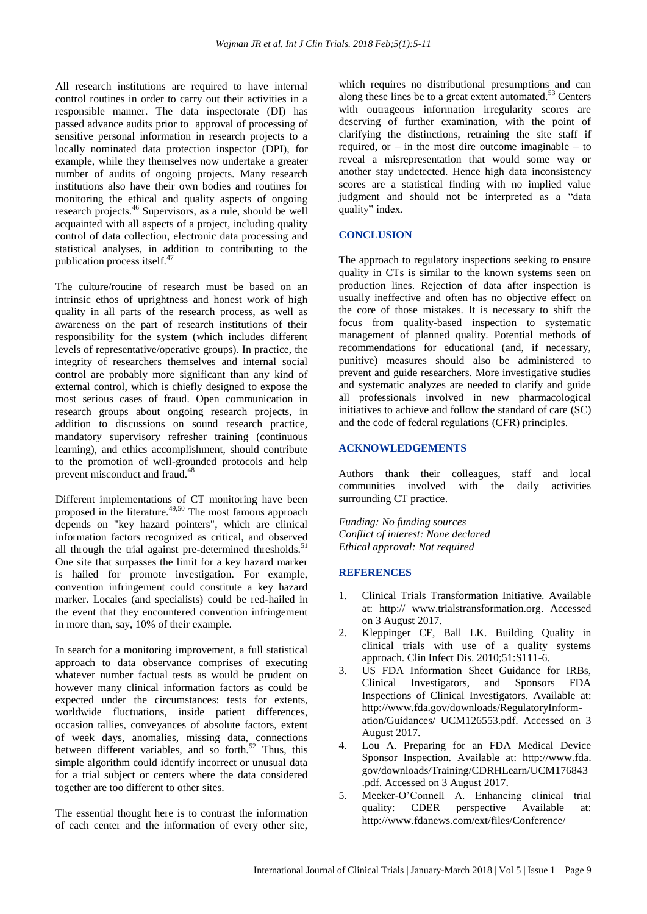All research institutions are required to have internal control routines in order to carry out their activities in a responsible manner. The data inspectorate (DI) has passed advance audits prior to approval of processing of sensitive personal information in research projects to a locally nominated data protection inspector (DPI), for example, while they themselves now undertake a greater number of audits of ongoing projects. Many research institutions also have their own bodies and routines for monitoring the ethical and quality aspects of ongoing research projects.[46] Supervisors, as a rule, should be well acquainted with all aspects of a project, including quality control of data collection, electronic data processing and statistical analyses, in addition to contributing to the publication process itself.[47]

The culture/routine of research must be based on an intrinsic ethos of uprightness and honest work of high quality in all parts of the research process, as well as awareness on the part of research institutions of their responsibility for the system (which includes different levels of representative/operative groups). In practice, the integrity of researchers themselves and internal social control are probably more significant than any kind of external control, which is chiefly designed to expose the most serious cases of fraud. Open communication in research groups about ongoing research projects, in addition to discussions on sound research practice, mandatory supervisory refresher training (continuous learning), and ethics accomplishment, should contribute to the promotion of well-grounded protocols and help prevent misconduct and fraud.[48]

Different implementations of CT monitoring have been proposed in the literature.[49,50] The most famous approach depends on "key hazard pointers", which are clinical information factors recognized as critical, and observed all through the trial against pre-determined thresholds.[51] One site that surpasses the limit for a key hazard marker is hailed for promote investigation. For example, convention infringement could constitute a key hazard marker. Locales (and specialists) could be red-hailed in the event that they encountered convention infringement in more than, say, 10% of their example.

In search for a monitoring improvement, a full statistical approach to data observance comprises of executing whatever number factual tests as would be prudent on however many clinical information factors as could be expected under the circumstances: tests for extents, worldwide fluctuations, inside patient differences, occasion tallies, conveyances of absolute factors, extent of week days, anomalies, missing data, connections between different variables, and so forth.[52] Thus, this simple algorithm could identify incorrect or unusual data for a trial subject or centers where the data considered together are too different to other sites.

The essential thought here is to contrast the information of each center and the information of every other site, which requires no distributional presumptions and can along these lines be to a great extent automated.[53] Centers with outrageous information irregularity scores are deserving of further examination, with the point of clarifying the distinctions, retraining the site staff if required, or – in the most dire outcome imaginable – to reveal a misrepresentation that would some way or another stay undetected. Hence high data inconsistency scores are a statistical finding with no implied value judgment and should not be interpreted as a "data quality" index.

## CONCLUSION

The approach to regulatory inspections seeking to ensure quality in CTs is similar to the known systems seen on production lines. Rejection of data after inspection is usually ineffective and often has no objective effect on the core of those mistakes. It is necessary to shift the focus from quality-based inspection to systematic management of planned quality. Potential methods of recommendations for educational (and, if necessary, punitive) measures should also be administered to prevent and guide researchers. More investigative studies and systematic analyzes are needed to clarify and guide all professionals involved in new pharmacological initiatives to achieve and follow the standard of care (SC) and the code of federal regulations (CFR) principles.

## ACKNOWLEDGEMENTS

Authors thank their colleagues, staff and local communities involved with the daily activities surrounding CT practice.

*Funding: No funding sources*
*Conflict of interest: None declared*
*Ethical approval: Not required*

## REFERENCES

1. Clinical Trials Transformation Initiative. Available at: http:// www.trialstransformation.org. Accessed on 3 August 2017.
2. Kleppinger CF, Ball LK. Building Quality in clinical trials with use of a quality systems approach. Clin Infect Dis. 2010;51:S111-6.
3. US FDA Information Sheet Guidance for IRBs, Clinical Investigators, and Sponsors FDA Inspections of Clinical Investigators. Available at: http://www.fda.gov/downloads/RegulatoryInformation/Guidances/ UCM126553.pdf. Accessed on 3 August 2017.
4. Lou A. Preparing for an FDA Medical Device Sponsor Inspection. Available at: http://www.fda.gov/downloads/Training/CDRHLearn/UCM176843.pdf. Accessed on 3 August 2017.
5. Meeker-O'Connell A. Enhancing clinical trial quality: CDER perspective Available at: http://www.fdanews.com/ext/files/Conference/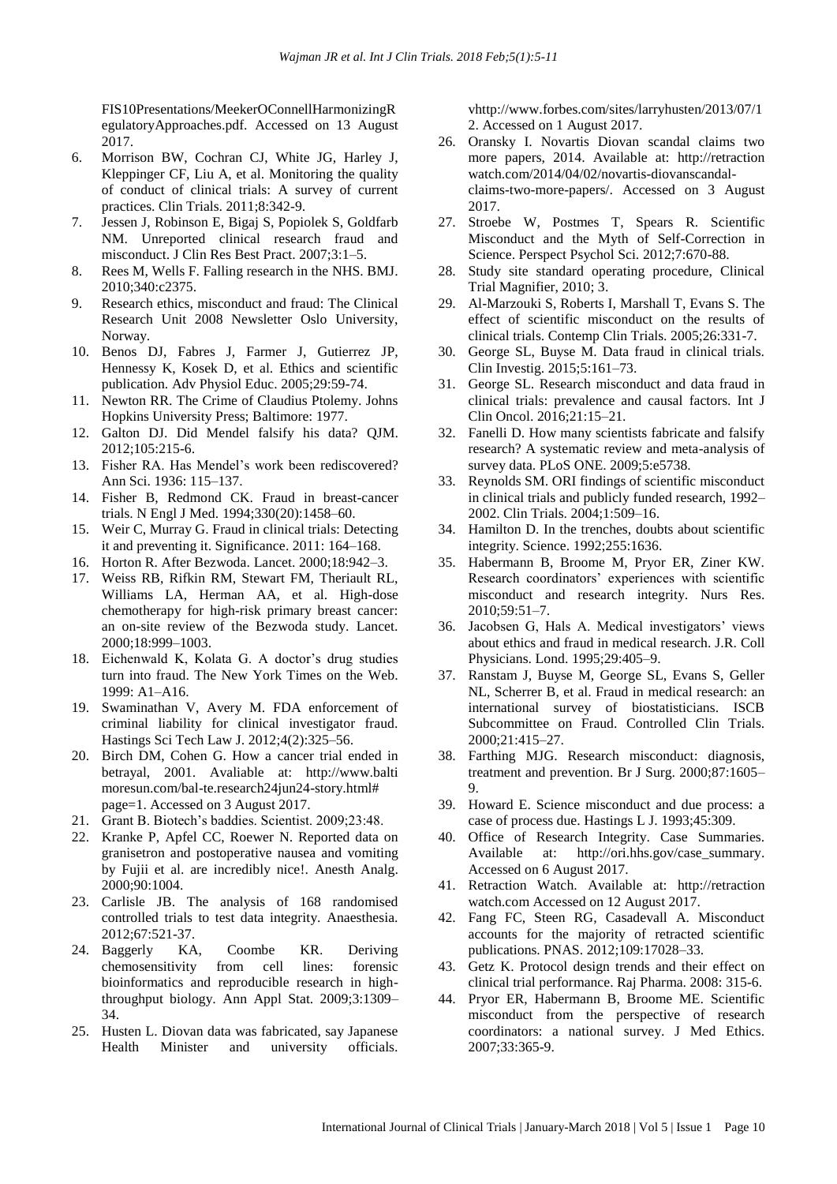FIS10Presentations/MeekerOConnellHarmonizingRegulatoryApproaches.pdf. Accessed on 13 August 2017.

6. Morrison BW, Cochran CJ, White JG, Harley J, Kleppinger CF, Liu A, et al. Monitoring the quality of conduct of clinical trials: A survey of current practices. Clin Trials. 2011;8:342-9.
7. Jessen J, Robinson E, Bigaj S, Popiolek S, Goldfarb NM. Unreported clinical research fraud and misconduct. J Clin Res Best Pract. 2007;3:1–5.
8. Rees M, Wells F. Falling research in the NHS. BMJ. 2010;340:c2375.
9. Research ethics, misconduct and fraud: The Clinical Research Unit 2008 Newsletter Oslo University, Norway.
10. Benos DJ, Fabres J, Farmer J, Gutierrez JP, Hennessy K, Kosek D, et al. Ethics and scientific publication. Adv Physiol Educ. 2005;29:59-74.
11. Newton RR. The Crime of Claudius Ptolemy. Johns Hopkins University Press; Baltimore: 1977.
12. Galton DJ. Did Mendel falsify his data? QJM. 2012;105:215-6.
13. Fisher RA. Has Mendel's work been rediscovered? Ann Sci. 1936: 115–137.
14. Fisher B, Redmond CK. Fraud in breast-cancer trials. N Engl J Med. 1994;330(20):1458–60.
15. Weir C, Murray G. Fraud in clinical trials: Detecting it and preventing it. Significance. 2011: 164–168.
16. Horton R. After Bezwoda. Lancet. 2000;18:942–3.
17. Weiss RB, Rifkin RM, Stewart FM, Theriault RL, Williams LA, Herman AA, et al. High-dose chemotherapy for high-risk primary breast cancer: an on-site review of the Bezwoda study. Lancet. 2000;18:999–1003.
18. Eichenwald K, Kolata G. A doctor's drug studies turn into fraud. The New York Times on the Web. 1999: A1–A16.
19. Swaminathan V, Avery M. FDA enforcement of criminal liability for clinical investigator fraud. Hastings Sci Tech Law J. 2012;4(2):325–56.
20. Birch DM, Cohen G. How a cancer trial ended in betrayal, 2001. Avaliable at: http://www.baltimoresun.com/bal-te.research24jun24-story.html#page=1. Accessed on 3 August 2017.
21. Grant B. Biotech's baddies. Scientist. 2009;23:48.
22. Kranke P, Apfel CC, Roewer N. Reported data on granisetron and postoperative nausea and vomiting by Fujii et al. are incredibly nice!. Anesth Analg. 2000;90:1004.
23. Carlisle JB. The analysis of 168 randomised controlled trials to test data integrity. Anaesthesia. 2012;67:521-37.
24. Baggerly KA, Coombe KR. Deriving chemosensitivity from cell lines: forensic bioinformatics and reproducible research in high-throughput biology. Ann Appl Stat. 2009;3:1309–34.
25. Husten L. Diovan data was fabricated, say Japanese Health Minister and university officials. vhttp://www.forbes.com/sites/larryhusten/2013/07/12. Accessed on 1 August 2017.
26. Oransky I. Novartis Diovan scandal claims two more papers, 2014. Available at: http://retractionwatch.com/2014/04/02/novartis-diovanscandal-claims-two-more-papers/. Accessed on 3 August 2017.
27. Stroebe W, Postmes T, Spears R. Scientific Misconduct and the Myth of Self-Correction in Science. Perspect Psychol Sci. 2012;7:670-88.
28. Study site standard operating procedure, Clinical Trial Magnifier, 2010; 3.
29. Al-Marzouki S, Roberts I, Marshall T, Evans S. The effect of scientific misconduct on the results of clinical trials. Contemp Clin Trials. 2005;26:331-7.
30. George SL, Buyse M. Data fraud in clinical trials. Clin Investig. 2015;5:161–73.
31. George SL. Research misconduct and data fraud in clinical trials: prevalence and causal factors. Int J Clin Oncol. 2016;21:15–21.
32. Fanelli D. How many scientists fabricate and falsify research? A systematic review and meta-analysis of survey data. PLoS ONE. 2009;5:e5738.
33. Reynolds SM. ORI findings of scientific misconduct in clinical trials and publicly funded research, 1992–2002. Clin Trials. 2004;1:509–16.
34. Hamilton D. In the trenches, doubts about scientific integrity. Science. 1992;255:1636.
35. Habermann B, Broome M, Pryor ER, Ziner KW. Research coordinators' experiences with scientific misconduct and research integrity. Nurs Res. 2010;59:51–7.
36. Jacobsen G, Hals A. Medical investigators' views about ethics and fraud in medical research. J.R. Coll Physicians. Lond. 1995;29:405–9.
37. Ranstam J, Buyse M, George SL, Evans S, Geller NL, Scherrer B, et al. Fraud in medical research: an international survey of biostatisticians. ISCB Subcommittee on Fraud. Controlled Clin Trials. 2000;21:415–27.
38. Farthing MJG. Research misconduct: diagnosis, treatment and prevention. Br J Surg. 2000;87:1605–9.
39. Howard E. Science misconduct and due process: a case of process due. Hastings L J. 1993;45:309.
40. Office of Research Integrity. Case Summaries. Available at: http://ori.hhs.gov/case_summary. Accessed on 6 August 2017.
41. Retraction Watch. Available at: http://retractionwatch.com Accessed on 12 August 2017.
42. Fang FC, Steen RG, Casadevall A. Misconduct accounts for the majority of retracted scientific publications. PNAS. 2012;109:17028–33.
43. Getz K. Protocol design trends and their effect on clinical trial performance. Raj Pharma. 2008: 315-6.
44. Pryor ER, Habermann B, Broome ME. Scientific misconduct from the perspective of research coordinators: a national survey. J Med Ethics. 2007;33:365-9.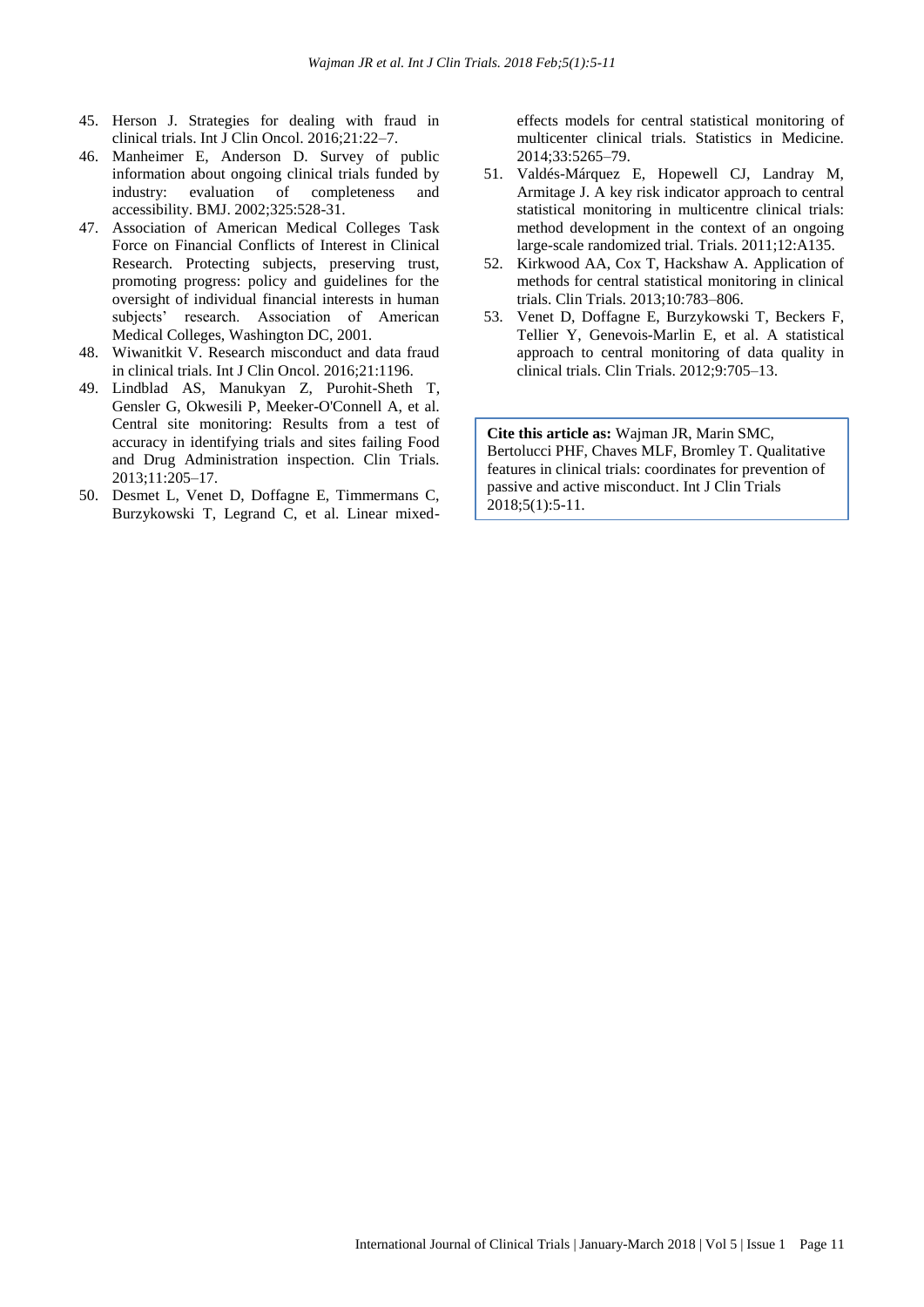45. Herson J. Strategies for dealing with fraud in clinical trials. Int J Clin Oncol. 2016;21:22–7.
46. Manheimer E, Anderson D. Survey of public information about ongoing clinical trials funded by industry: evaluation of completeness and accessibility. BMJ. 2002;325:528-31.
47. Association of American Medical Colleges Task Force on Financial Conflicts of Interest in Clinical Research. Protecting subjects, preserving trust, promoting progress: policy and guidelines for the oversight of individual financial interests in human subjects' research. Association of American Medical Colleges, Washington DC, 2001.
48. Wiwanitkit V. Research misconduct and data fraud in clinical trials. Int J Clin Oncol. 2016;21:1196.
49. Lindblad AS, Manukyan Z, Purohit-Sheth T, Gensler G, Okwesili P, Meeker-O'Connell A, et al. Central site monitoring: Results from a test of accuracy in identifying trials and sites failing Food and Drug Administration inspection. Clin Trials. 2013;11:205–17.
50. Desmet L, Venet D, Doffagne E, Timmermans C, Burzykowski T, Legrand C, et al. Linear mixed-effects models for central statistical monitoring of multicenter clinical trials. Statistics in Medicine. 2014;33:5265–79.
51. Valdés-Márquez E, Hopewell CJ, Landray M, Armitage J. A key risk indicator approach to central statistical monitoring in multicentre clinical trials: method development in the context of an ongoing large-scale randomized trial. Trials. 2011;12:A135.
52. Kirkwood AA, Cox T, Hackshaw A. Application of methods for central statistical monitoring in clinical trials. Clin Trials. 2013;10:783–806.
53. Venet D, Doffagne E, Burzykowski T, Beckers F, Tellier Y, Genevois-Marlin E, et al. A statistical approach to central monitoring of data quality in clinical trials. Clin Trials. 2012;9:705–13.

**Cite this article as:** Wajman JR, Marin SMC, Bertolucci PHF, Chaves MLF, Bromley T. Qualitative features in clinical trials: coordinates for prevention of passive and active misconduct. Int J Clin Trials 2018;5(1):5-11.